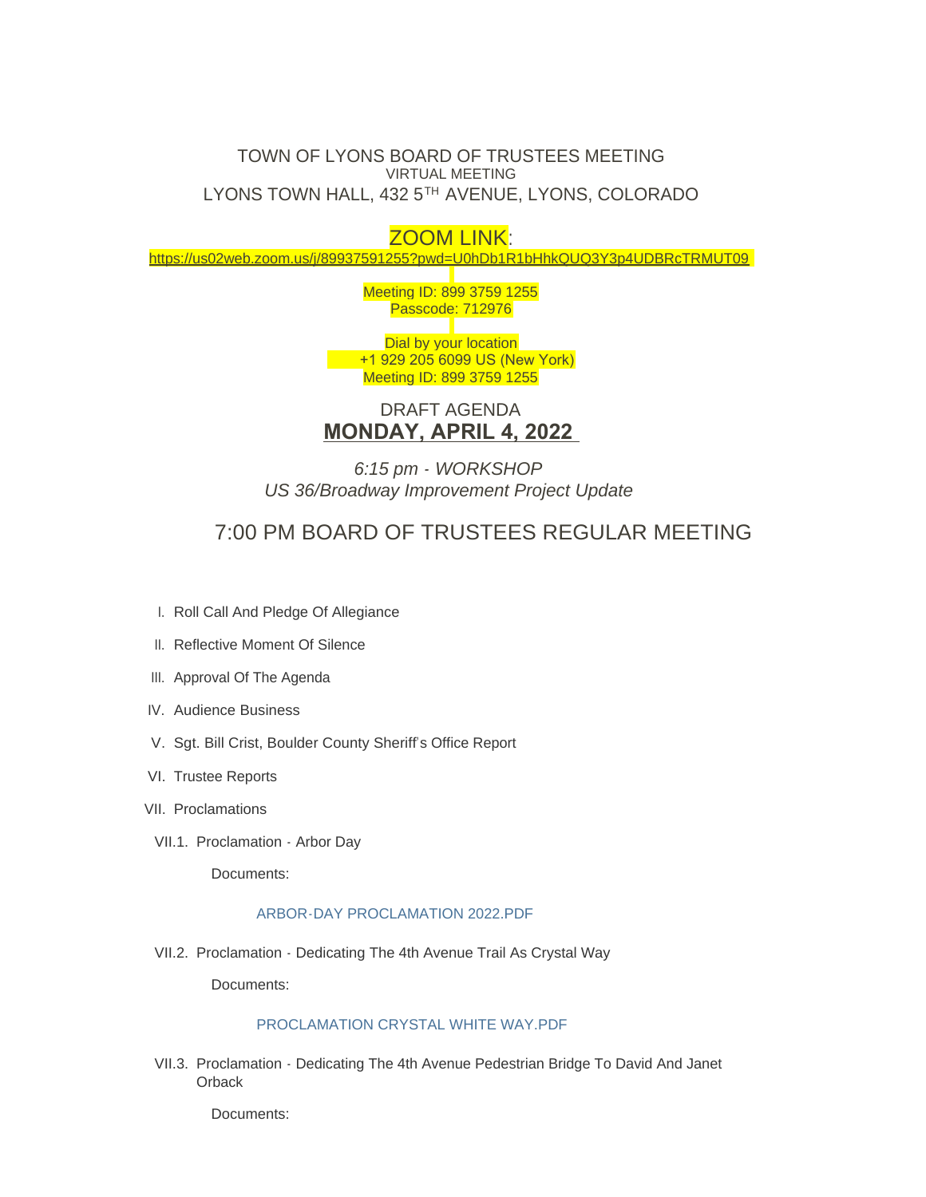# TOWN OF LYONS BOARD OF TRUSTEES MEETING

VIRTUAL MEETING

LYONS TOWN HALL, 432 5TH AVENUE, LYONS, COLORADO

## ZOOM LINK:

https://us02web.zoom.us/j/89937591255?pwd=U0hDb1R1bHhkQUQ3Y3p4UDBRcTRMUT09

Meeting ID: 899 3759 1255
Passcode: 712976

Dial by your location
+1 929 205 6099 US (New York)
Meeting ID: 899 3759 1255

DRAFT AGENDA

**MONDAY, APRIL 4, 2022**

*6:15 pm - WORKSHOP*
*US 36/Broadway Improvement Project Update*

## 7:00 PM BOARD OF TRUSTEES REGULAR MEETING

I. Roll Call And Pledge Of Allegiance

II. Reflective Moment Of Silence

III. Approval Of The Agenda

IV. Audience Business

V. Sgt. Bill Crist, Boulder County Sheriff's Office Report

VI. Trustee Reports

VII. Proclamations

VII.1. Proclamation - Arbor Day

Documents:

ARBOR-DAY PROCLAMATION 2022.PDF

VII.2. Proclamation - Dedicating The 4th Avenue Trail As Crystal Way

Documents:

PROCLAMATION CRYSTAL WHITE WAY.PDF

VII.3. Proclamation - Dedicating The 4th Avenue Pedestrian Bridge To David And Janet Orback

Documents: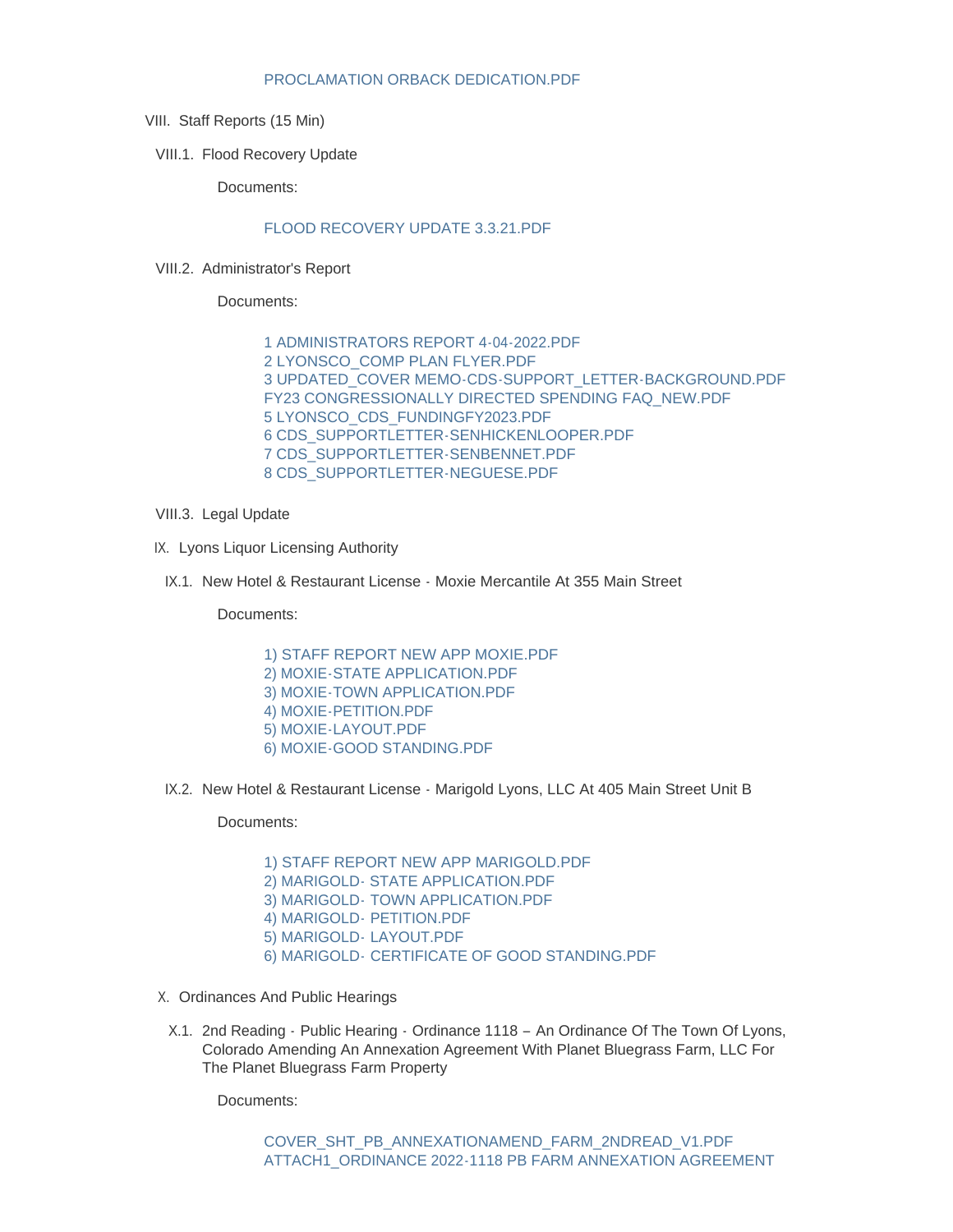PROCLAMATION ORBACK DEDICATION.PDF

VIII. Staff Reports (15 Min)

VIII.1. Flood Recovery Update

Documents:

FLOOD RECOVERY UPDATE 3.3.21.PDF

VIII.2. Administrator's Report

Documents:

1 ADMINISTRATORS REPORT 4-04-2022.PDF
2 LYONSCO_COMP PLAN FLYER.PDF
3 UPDATED_COVER MEMO-CDS-SUPPORT_LETTER-BACKGROUND.PDF
FY23 CONGRESSIONALLY DIRECTED SPENDING FAQ_NEW.PDF
5 LYONSCO_CDS_FUNDINGFY2023.PDF
6 CDS_SUPPORTLETTER-SENHICKENLOOPER.PDF
7 CDS_SUPPORTLETTER-SENBENNET.PDF
8 CDS_SUPPORTLETTER-NEGUESE.PDF

VIII.3. Legal Update

IX. Lyons Liquor Licensing Authority

IX.1. New Hotel & Restaurant License - Moxie Mercantile At 355 Main Street

Documents:

1) STAFF REPORT NEW APP MOXIE.PDF
2) MOXIE-STATE APPLICATION.PDF
3) MOXIE-TOWN APPLICATION.PDF
4) MOXIE-PETITION.PDF
5) MOXIE-LAYOUT.PDF
6) MOXIE-GOOD STANDING.PDF

IX.2. New Hotel & Restaurant License - Marigold Lyons, LLC At 405 Main Street Unit B

Documents:

1) STAFF REPORT NEW APP MARIGOLD.PDF
2) MARIGOLD- STATE APPLICATION.PDF
3) MARIGOLD- TOWN APPLICATION.PDF
4) MARIGOLD- PETITION.PDF
5) MARIGOLD- LAYOUT.PDF
6) MARIGOLD- CERTIFICATE OF GOOD STANDING.PDF

X. Ordinances And Public Hearings

X.1. 2nd Reading - Public Hearing - Ordinance 1118 – An Ordinance Of The Town Of Lyons, Colorado Amending An Annexation Agreement With Planet Bluegrass Farm, LLC For The Planet Bluegrass Farm Property

Documents:

COVER_SHT_PB_ANNEXATIONAMEND_FARM_2NDREAD_V1.PDF
ATTACH1_ORDINANCE 2022-1118 PB FARM ANNEXATION AGREEMENT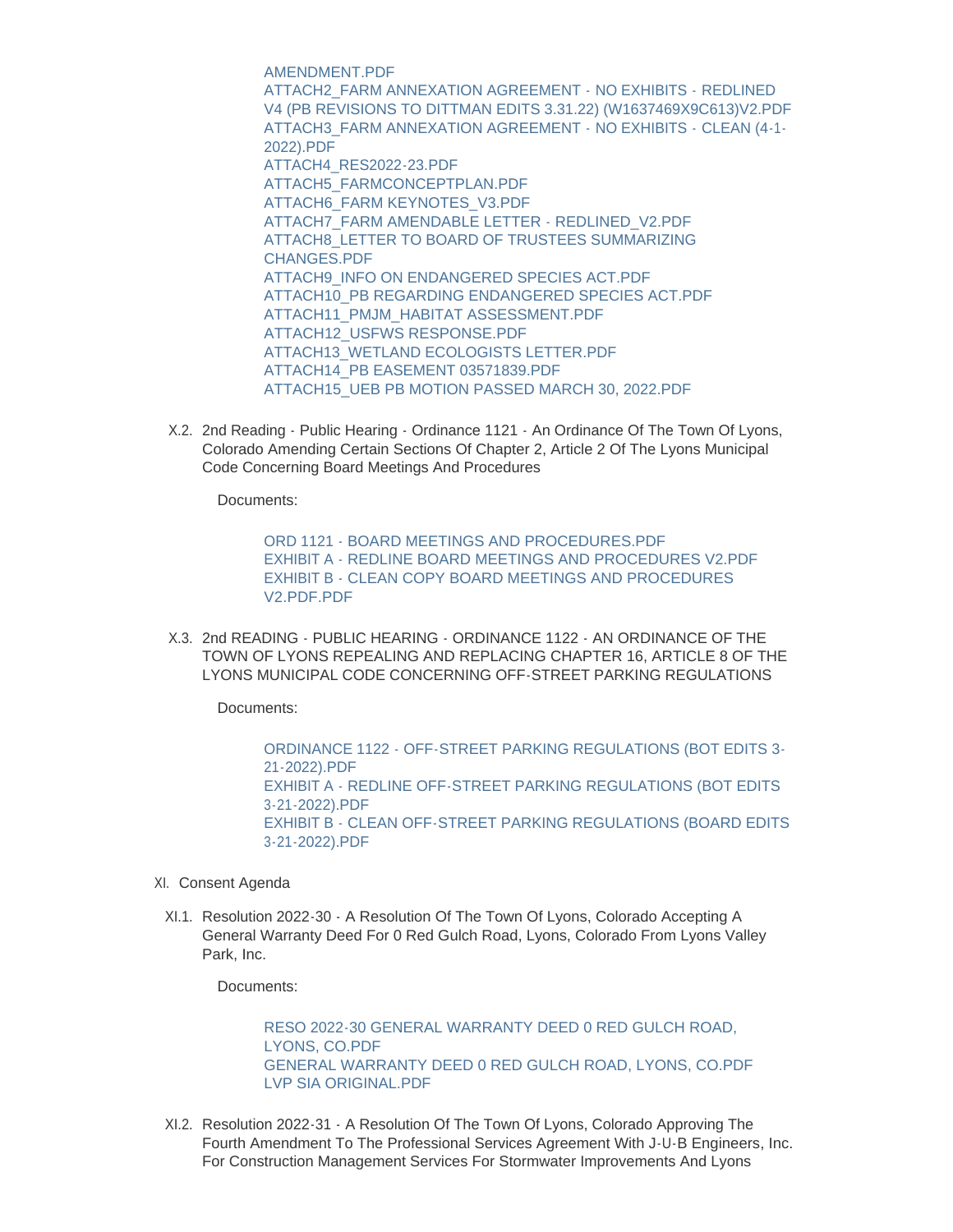AMENDMENT.PDF
ATTACH2_FARM ANNEXATION AGREEMENT - NO EXHIBITS - REDLINED V4 (PB REVISIONS TO DITTMAN EDITS 3.31.22) (W1637469X9C613)V2.PDF
ATTACH3_FARM ANNEXATION AGREEMENT - NO EXHIBITS - CLEAN (4-1-2022).PDF
ATTACH4_RES2022-23.PDF
ATTACH5_FARMCONCEPTPLAN.PDF
ATTACH6_FARM KEYNOTES_V3.PDF
ATTACH7_FARM AMENDABLE LETTER - REDLINED_V2.PDF
ATTACH8_LETTER TO BOARD OF TRUSTEES SUMMARIZING CHANGES.PDF
ATTACH9_INFO ON ENDANGERED SPECIES ACT.PDF
ATTACH10_PB REGARDING ENDANGERED SPECIES ACT.PDF
ATTACH11_PMJM_HABITAT ASSESSMENT.PDF
ATTACH12_USFWS RESPONSE.PDF
ATTACH13_WETLAND ECOLOGISTS LETTER.PDF
ATTACH14_PB EASEMENT 03571839.PDF
ATTACH15_UEB PB MOTION PASSED MARCH 30, 2022.PDF

X.2. 2nd Reading - Public Hearing - Ordinance 1121 - An Ordinance Of The Town Of Lyons, Colorado Amending Certain Sections Of Chapter 2, Article 2 Of The Lyons Municipal Code Concerning Board Meetings And Procedures

Documents:

ORD 1121 - BOARD MEETINGS AND PROCEDURES.PDF
EXHIBIT A - REDLINE BOARD MEETINGS AND PROCEDURES V2.PDF
EXHIBIT B - CLEAN COPY BOARD MEETINGS AND PROCEDURES V2.PDF.PDF

X.3. 2nd READING - PUBLIC HEARING - ORDINANCE 1122 - AN ORDINANCE OF THE TOWN OF LYONS REPEALING AND REPLACING CHAPTER 16, ARTICLE 8 OF THE LYONS MUNICIPAL CODE CONCERNING OFF-STREET PARKING REGULATIONS

Documents:

ORDINANCE 1122 - OFF-STREET PARKING REGULATIONS (BOT EDITS 3-21-2022).PDF
EXHIBIT A - REDLINE OFF-STREET PARKING REGULATIONS (BOT EDITS 3-21-2022).PDF
EXHIBIT B - CLEAN OFF-STREET PARKING REGULATIONS (BOARD EDITS 3-21-2022).PDF

XI. Consent Agenda

XI.1. Resolution 2022-30 - A Resolution Of The Town Of Lyons, Colorado Accepting A General Warranty Deed For 0 Red Gulch Road, Lyons, Colorado From Lyons Valley Park, Inc.

Documents:

RESO 2022-30 GENERAL WARRANTY DEED 0 RED GULCH ROAD, LYONS, CO.PDF
GENERAL WARRANTY DEED 0 RED GULCH ROAD, LYONS, CO.PDF
LVP SIA ORIGINAL.PDF

XI.2. Resolution 2022-31 - A Resolution Of The Town Of Lyons, Colorado Approving The Fourth Amendment To The Professional Services Agreement With J-U-B Engineers, Inc. For Construction Management Services For Stormwater Improvements And Lyons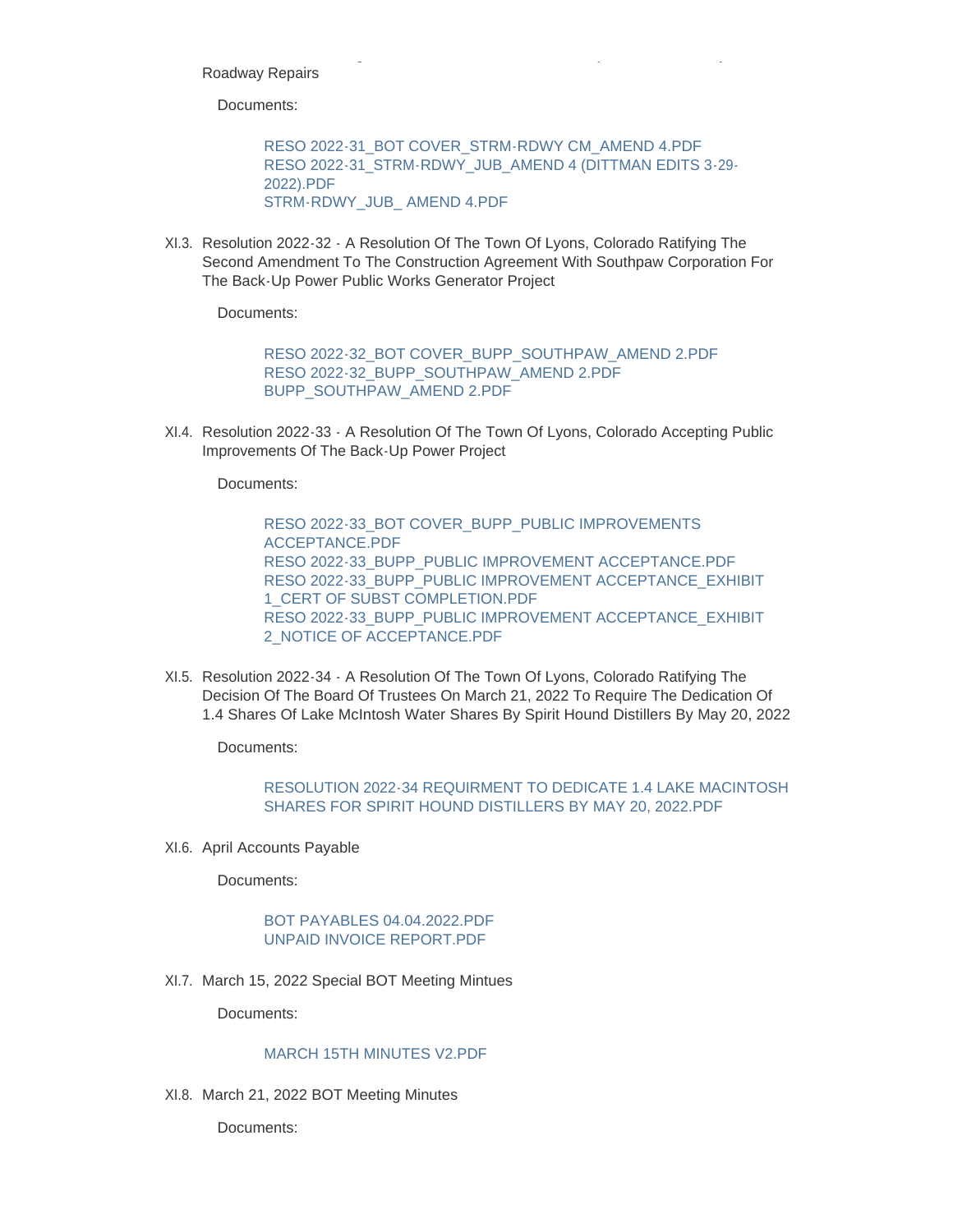Roadway Repairs

Documents:

RESO 2022-31_BOT COVER_STRM-RDWY CM_AMEND 4.PDF
RESO 2022-31_STRM-RDWY_JUB_AMEND 4 (DITTMAN EDITS 3-29-2022).PDF
STRM-RDWY_JUB_ AMEND 4.PDF

XI.3. Resolution 2022-32 - A Resolution Of The Town Of Lyons, Colorado Ratifying The Second Amendment To The Construction Agreement With Southpaw Corporation For The Back-Up Power Public Works Generator Project

Documents:

RESO 2022-32_BOT COVER_BUPP_SOUTHPAW_AMEND 2.PDF
RESO 2022-32_BUPP_SOUTHPAW_AMEND 2.PDF
BUPP_SOUTHPAW_AMEND 2.PDF

XI.4. Resolution 2022-33 - A Resolution Of The Town Of Lyons, Colorado Accepting Public Improvements Of The Back-Up Power Project

Documents:

RESO 2022-33_BOT COVER_BUPP_PUBLIC IMPROVEMENTS ACCEPTANCE.PDF
RESO 2022-33_BUPP_PUBLIC IMPROVEMENT ACCEPTANCE.PDF
RESO 2022-33_BUPP_PUBLIC IMPROVEMENT ACCEPTANCE_EXHIBIT 1_CERT OF SUBST COMPLETION.PDF
RESO 2022-33_BUPP_PUBLIC IMPROVEMENT ACCEPTANCE_EXHIBIT 2_NOTICE OF ACCEPTANCE.PDF

XI.5. Resolution 2022-34 - A Resolution Of The Town Of Lyons, Colorado Ratifying The Decision Of The Board Of Trustees On March 21, 2022 To Require The Dedication Of 1.4 Shares Of Lake McIntosh Water Shares By Spirit Hound Distillers By May 20, 2022

Documents:

RESOLUTION 2022-34 REQUIRMENT TO DEDICATE 1.4 LAKE MACINTOSH SHARES FOR SPIRIT HOUND DISTILLERS BY MAY 20, 2022.PDF

XI.6. April Accounts Payable

Documents:

BOT PAYABLES 04.04.2022.PDF
UNPAID INVOICE REPORT.PDF

XI.7. March 15, 2022 Special BOT Meeting Mintues

Documents:

MARCH 15TH MINUTES V2.PDF

XI.8. March 21, 2022 BOT Meeting Minutes

Documents: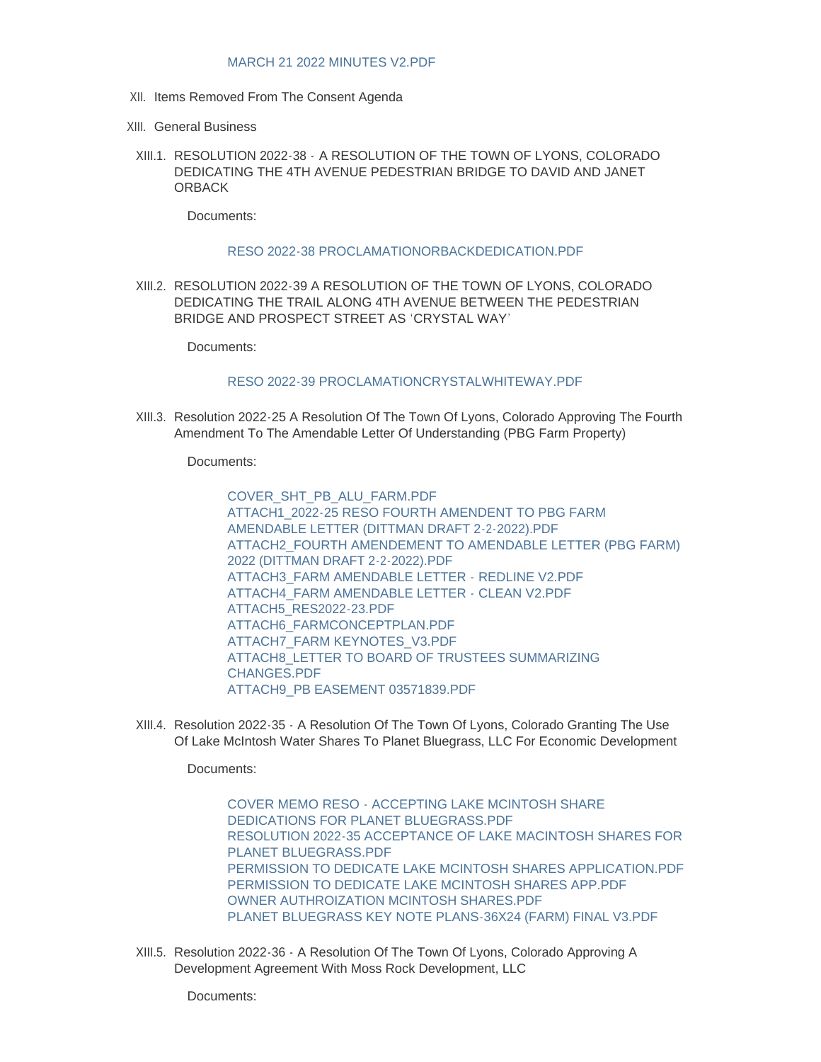MARCH 21 2022 MINUTES V2.PDF

XII. Items Removed From The Consent Agenda

XIII. General Business

XIII.1. RESOLUTION 2022-38 - A RESOLUTION OF THE TOWN OF LYONS, COLORADO DEDICATING THE 4TH AVENUE PEDESTRIAN BRIDGE TO DAVID AND JANET ORBACK

Documents:

RESO 2022-38 PROCLAMATIONORBACKDEDICATION.PDF

XIII.2. RESOLUTION 2022-39 A RESOLUTION OF THE TOWN OF LYONS, COLORADO DEDICATING THE TRAIL ALONG 4TH AVENUE BETWEEN THE PEDESTRIAN BRIDGE AND PROSPECT STREET AS 'CRYSTAL WAY'

Documents:

RESO 2022-39 PROCLAMATIONCRYSTALWHITEWAY.PDF

XIII.3. Resolution 2022-25 A Resolution Of The Town Of Lyons, Colorado Approving The Fourth Amendment To The Amendable Letter Of Understanding (PBG Farm Property)

Documents:

COVER_SHT_PB_ALU_FARM.PDF
ATTACH1_2022-25 RESO FOURTH AMENDENT TO PBG FARM AMENDABLE LETTER (DITTMAN DRAFT 2-2-2022).PDF
ATTACH2_FOURTH AMENDEMENT TO AMENDABLE LETTER (PBG FARM) 2022 (DITTMAN DRAFT 2-2-2022).PDF
ATTACH3_FARM AMENDABLE LETTER - REDLINE V2.PDF
ATTACH4_FARM AMENDABLE LETTER - CLEAN V2.PDF
ATTACH5_RES2022-23.PDF
ATTACH6_FARMCONCEPTPLAN.PDF
ATTACH7_FARM KEYNOTES_V3.PDF
ATTACH8_LETTER TO BOARD OF TRUSTEES SUMMARIZING CHANGES.PDF
ATTACH9_PB EASEMENT 03571839.PDF

XIII.4. Resolution 2022-35 - A Resolution Of The Town Of Lyons, Colorado Granting The Use Of Lake McIntosh Water Shares To Planet Bluegrass, LLC For Economic Development

Documents:

COVER MEMO RESO - ACCEPTING LAKE MCINTOSH SHARE DEDICATIONS FOR PLANET BLUEGRASS.PDF
RESOLUTION 2022-35 ACCEPTANCE OF LAKE MACINTOSH SHARES FOR PLANET BLUEGRASS.PDF
PERMISSION TO DEDICATE LAKE MCINTOSH SHARES APPLICATION.PDF
PERMISSION TO DEDICATE LAKE MCINTOSH SHARES APP.PDF
OWNER AUTHROIZATION MCINTOSH SHARES.PDF
PLANET BLUEGRASS KEY NOTE PLANS-36X24 (FARM) FINAL V3.PDF

XIII.5. Resolution 2022-36 - A Resolution Of The Town Of Lyons, Colorado Approving A Development Agreement With Moss Rock Development, LLC

Documents: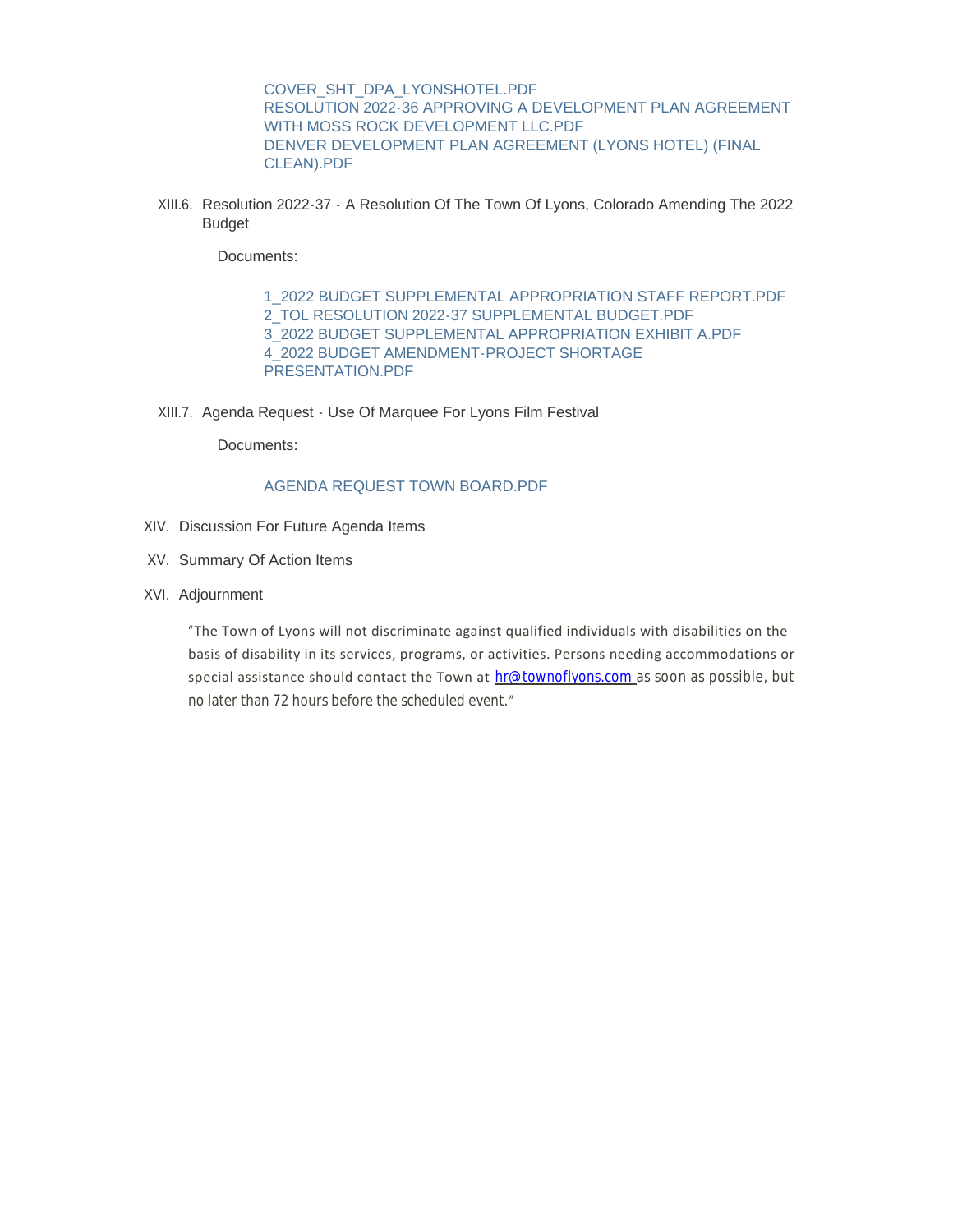COVER_SHT_DPA_LYONSHOTEL.PDF
RESOLUTION 2022-36 APPROVING A DEVELOPMENT PLAN AGREEMENT WITH MOSS ROCK DEVELOPMENT LLC.PDF
DENVER DEVELOPMENT PLAN AGREEMENT (LYONS HOTEL) (FINAL CLEAN).PDF

XIII.6. Resolution 2022-37 - A Resolution Of The Town Of Lyons, Colorado Amending The 2022 Budget

Documents:

1_2022 BUDGET SUPPLEMENTAL APPROPRIATION STAFF REPORT.PDF
2_TOL RESOLUTION 2022-37 SUPPLEMENTAL BUDGET.PDF
3_2022 BUDGET SUPPLEMENTAL APPROPRIATION EXHIBIT A.PDF
4_2022 BUDGET AMENDMENT-PROJECT SHORTAGE PRESENTATION.PDF

XIII.7. Agenda Request - Use Of Marquee For Lyons Film Festival

Documents:

AGENDA REQUEST TOWN BOARD.PDF

XIV. Discussion For Future Agenda Items

XV. Summary Of Action Items

XVI. Adjournment

"The Town of Lyons will not discriminate against qualified individuals with disabilities on the basis of disability in its services, programs, or activities. Persons needing accommodations or special assistance should contact the Town at hr@townoflyons.com as soon as possible, but no later than 72 hours before the scheduled event."